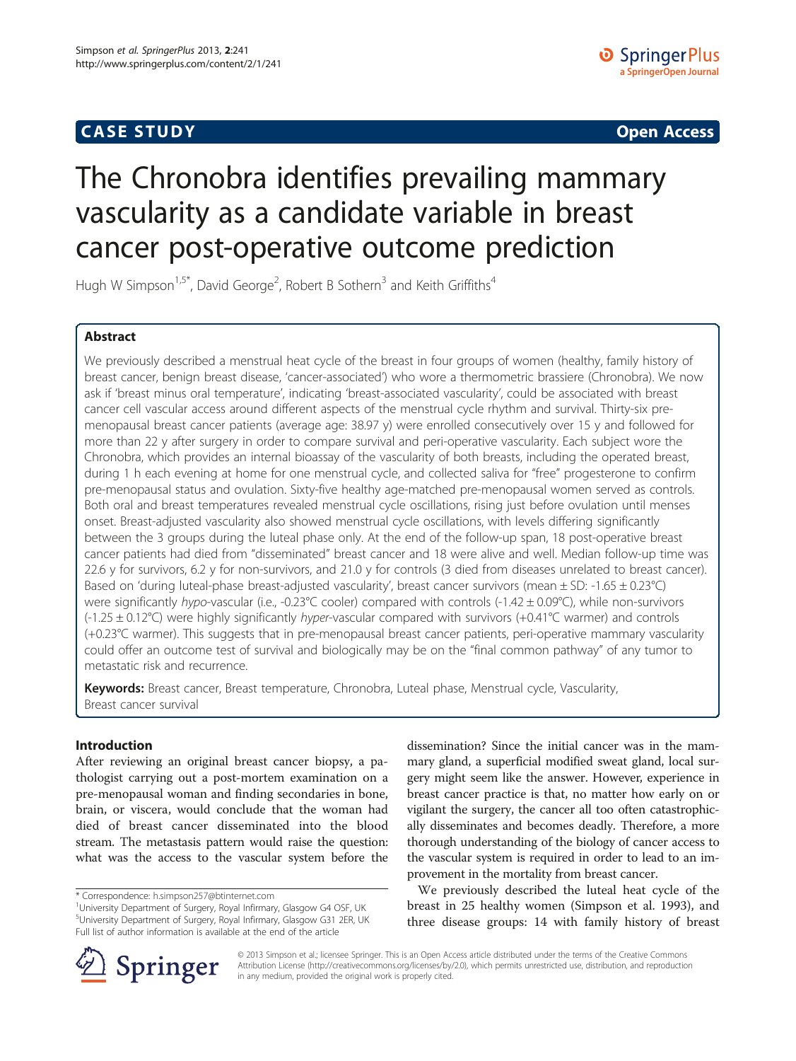CASE STUDY

Open Access

# The Chronobra identifies prevailing mammary vascularity as a candidate variable in breast cancer post-operative outcome prediction

Hugh W Simpson[1,5*], David George[2], Robert B Sothern[3] and Keith Griffiths[4]

## Abstract

We previously described a menstrual heat cycle of the breast in four groups of women (healthy, family history of breast cancer, benign breast disease, 'cancer-associated') who wore a thermometric brassiere (Chronobra). We now ask if 'breast minus oral temperature', indicating 'breast-associated vascularity', could be associated with breast cancer cell vascular access around different aspects of the menstrual cycle rhythm and survival. Thirty-six pre-menopausal breast cancer patients (average age: 38.97 y) were enrolled consecutively over 15 y and followed for more than 22 y after surgery in order to compare survival and peri-operative vascularity. Each subject wore the Chronobra, which provides an internal bioassay of the vascularity of both breasts, including the operated breast, during 1 h each evening at home for one menstrual cycle, and collected saliva for "free" progesterone to confirm pre-menopausal status and ovulation. Sixty-five healthy age-matched pre-menopausal women served as controls. Both oral and breast temperatures revealed menstrual cycle oscillations, rising just before ovulation until menses onset. Breast-adjusted vascularity also showed menstrual cycle oscillations, with levels differing significantly between the 3 groups during the luteal phase only. At the end of the follow-up span, 18 post-operative breast cancer patients had died from "disseminated" breast cancer and 18 were alive and well. Median follow-up time was 22.6 y for survivors, 6.2 y for non-survivors, and 21.0 y for controls (3 died from diseases unrelated to breast cancer). Based on 'during luteal-phase breast-adjusted vascularity', breast cancer survivors (mean ± SD: -1.65 ± 0.23°C) were significantly *hypo*-vascular (i.e., -0.23°C cooler) compared with controls (-1.42 ± 0.09°C), while non-survivors (-1.25 ± 0.12°C) were highly significantly *hyper*-vascular compared with survivors (+0.41°C warmer) and controls (+0.23°C warmer). This suggests that in pre-menopausal breast cancer patients, peri-operative mammary vascularity could offer an outcome test of survival and biologically may be on the "final common pathway" of any tumor to metastatic risk and recurrence.

**Keywords:** Breast cancer, Breast temperature, Chronobra, Luteal phase, Menstrual cycle, Vascularity, Breast cancer survival

## Introduction

After reviewing an original breast cancer biopsy, a pathologist carrying out a post-mortem examination on a pre-menopausal woman and finding secondaries in bone, brain, or viscera, would conclude that the woman had died of breast cancer disseminated into the blood stream. The metastasis pattern would raise the question: what was the access to the vascular system before the dissemination? Since the initial cancer was in the mammary gland, a superficial modified sweat gland, local surgery might seem like the answer. However, experience in breast cancer practice is that, no matter how early on or vigilant the surgery, the cancer all too often catastrophically disseminates and becomes deadly. Therefore, a more thorough understanding of the biology of cancer access to the vascular system is required in order to lead to an improvement in the mortality from breast cancer.

We previously described the luteal heat cycle of the breast in 25 healthy women (Simpson et al. 1993), and three disease groups: 14 with family history of breast

\* Correspondence: h.simpson257@btinternet.com
[1]University Department of Surgery, Royal Infirmary, Glasgow G4 OSF, UK
[5]University Department of Surgery, Royal Infirmary, Glasgow G31 2ER, UK
Full list of author information is available at the end of the article

© 2013 Simpson et al.; licensee Springer. This is an Open Access article distributed under the terms of the Creative Commons Attribution License (http://creativecommons.org/licenses/by/2.0), which permits unrestricted use, distribution, and reproduction in any medium, provided the original work is properly cited.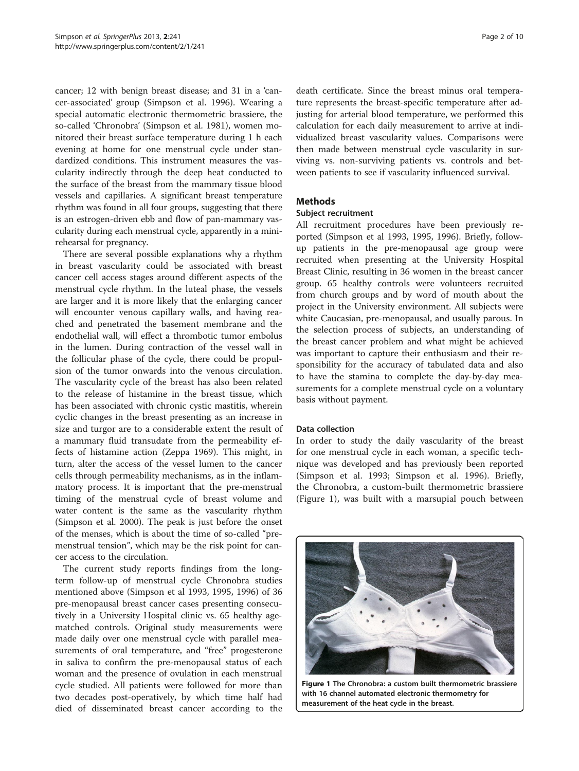cancer; 12 with benign breast disease; and 31 in a 'cancer-associated' group (Simpson et al. 1996). Wearing a special automatic electronic thermometric brassiere, the so-called 'Chronobra' (Simpson et al. 1981), women monitored their breast surface temperature during 1 h each evening at home for one menstrual cycle under standardized conditions. This instrument measures the vascularity indirectly through the deep heat conducted to the surface of the breast from the mammary tissue blood vessels and capillaries. A significant breast temperature rhythm was found in all four groups, suggesting that there is an estrogen-driven ebb and flow of pan-mammary vascularity during each menstrual cycle, apparently in a mini-rehearsal for pregnancy.

There are several possible explanations why a rhythm in breast vascularity could be associated with breast cancer cell access stages around different aspects of the menstrual cycle rhythm. In the luteal phase, the vessels are larger and it is more likely that the enlarging cancer will encounter venous capillary walls, and having reached and penetrated the basement membrane and the endothelial wall, will effect a thrombotic tumor embolus in the lumen. During contraction of the vessel wall in the follicular phase of the cycle, there could be propulsion of the tumor onwards into the venous circulation. The vascularity cycle of the breast has also been related to the release of histamine in the breast tissue, which has been associated with chronic cystic mastitis, wherein cyclic changes in the breast presenting as an increase in size and turgor are to a considerable extent the result of a mammary fluid transudate from the permeability effects of histamine action (Zeppa 1969). This might, in turn, alter the access of the vessel lumen to the cancer cells through permeability mechanisms, as in the inflammatory process. It is important that the pre-menstrual timing of the menstrual cycle of breast volume and water content is the same as the vascularity rhythm (Simpson et al. 2000). The peak is just before the onset of the menses, which is about the time of so-called "pre-menstrual tension", which may be the risk point for cancer access to the circulation.

The current study reports findings from the long-term follow-up of menstrual cycle Chronobra studies mentioned above (Simpson et al 1993, 1995, 1996) of 36 pre-menopausal breast cancer cases presenting consecutively in a University Hospital clinic vs. 65 healthy age-matched controls. Original study measurements were made daily over one menstrual cycle with parallel measurements of oral temperature, and "free" progesterone in saliva to confirm the pre-menopausal status of each woman and the presence of ovulation in each menstrual cycle studied. All patients were followed for more than two decades post-operatively, by which time half had died of disseminated breast cancer according to the death certificate. Since the breast minus oral temperature represents the breast-specific temperature after adjusting for arterial blood temperature, we performed this calculation for each daily measurement to arrive at individualized breast vascularity values. Comparisons were then made between menstrual cycle vascularity in surviving vs. non-surviving patients vs. controls and between patients to see if vascularity influenced survival.

## Methods

### Subject recruitment

All recruitment procedures have been previously reported (Simpson et al 1993, 1995, 1996). Briefly, follow-up patients in the pre-menopausal age group were recruited when presenting at the University Hospital Breast Clinic, resulting in 36 women in the breast cancer group. 65 healthy controls were volunteers recruited from church groups and by word of mouth about the project in the University environment. All subjects were white Caucasian, pre-menopausal, and usually parous. In the selection process of subjects, an understanding of the breast cancer problem and what might be achieved was important to capture their enthusiasm and their responsibility for the accuracy of tabulated data and also to have the stamina to complete the day-by-day measurements for a complete menstrual cycle on a voluntary basis without payment.

### Data collection

In order to study the daily vascularity of the breast for one menstrual cycle in each woman, a specific technique was developed and has previously been reported (Simpson et al. 1993; Simpson et al. 1996). Briefly, the Chronobra, a custom-built thermometric brassiere (Figure 1), was built with a marsupial pouch between

**Figure 1 The Chronobra: a custom built thermometric brassiere with 16 channel automated electronic thermometry for measurement of the heat cycle in the breast.**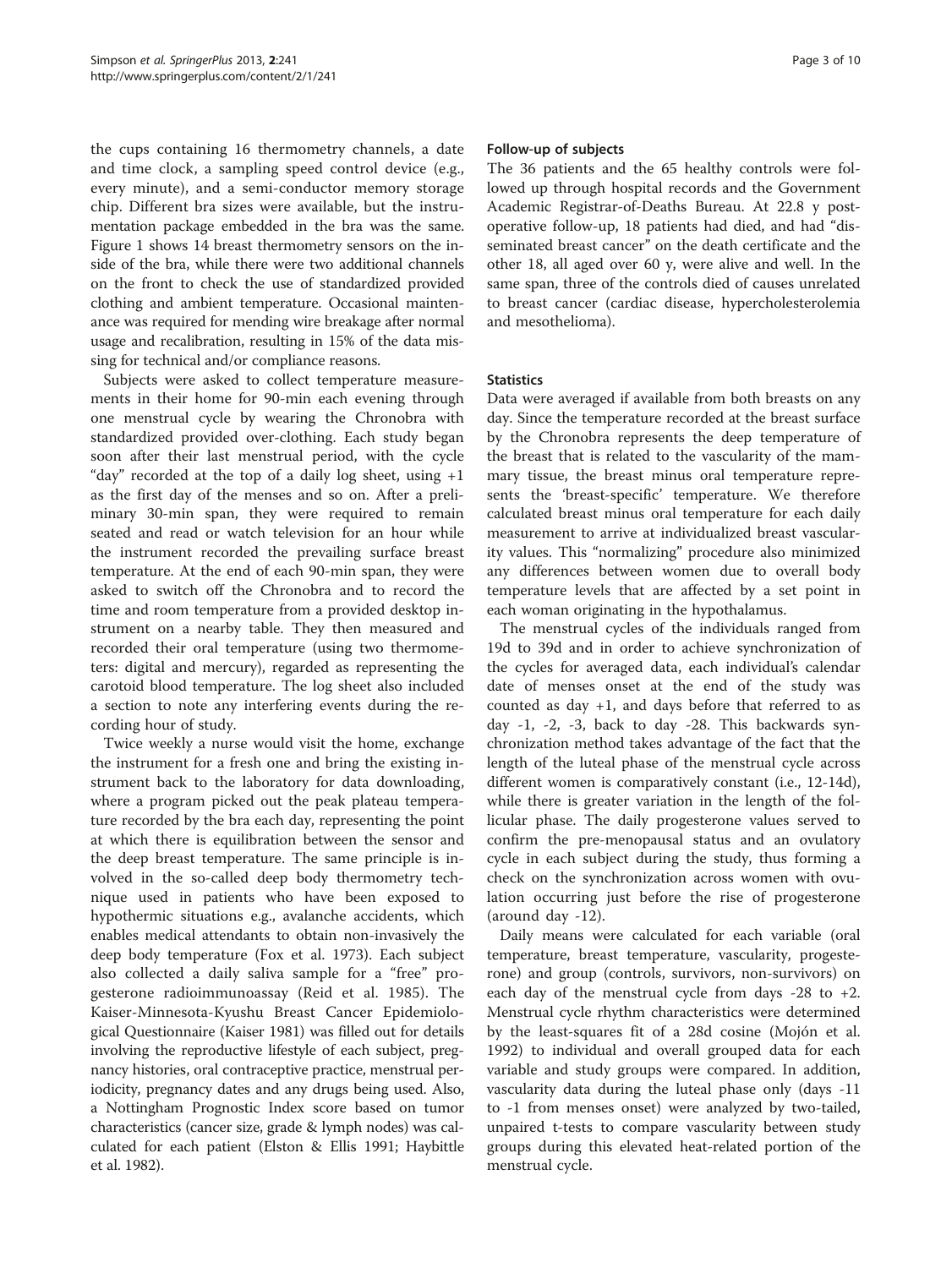the cups containing 16 thermometry channels, a date and time clock, a sampling speed control device (e.g., every minute), and a semi-conductor memory storage chip. Different bra sizes were available, but the instrumentation package embedded in the bra was the same. Figure 1 shows 14 breast thermometry sensors on the inside of the bra, while there were two additional channels on the front to check the use of standardized provided clothing and ambient temperature. Occasional maintenance was required for mending wire breakage after normal usage and recalibration, resulting in 15% of the data missing for technical and/or compliance reasons.

Subjects were asked to collect temperature measurements in their home for 90-min each evening through one menstrual cycle by wearing the Chronobra with standardized provided over-clothing. Each study began soon after their last menstrual period, with the cycle "day" recorded at the top of a daily log sheet, using +1 as the first day of the menses and so on. After a preliminary 30-min span, they were required to remain seated and read or watch television for an hour while the instrument recorded the prevailing surface breast temperature. At the end of each 90-min span, they were asked to switch off the Chronobra and to record the time and room temperature from a provided desktop instrument on a nearby table. They then measured and recorded their oral temperature (using two thermometers: digital and mercury), regarded as representing the carotoid blood temperature. The log sheet also included a section to note any interfering events during the recording hour of study.

Twice weekly a nurse would visit the home, exchange the instrument for a fresh one and bring the existing instrument back to the laboratory for data downloading, where a program picked out the peak plateau temperature recorded by the bra each day, representing the point at which there is equilibration between the sensor and the deep breast temperature. The same principle is involved in the so-called deep body thermometry technique used in patients who have been exposed to hypothermic situations e.g., avalanche accidents, which enables medical attendants to obtain non-invasively the deep body temperature (Fox et al. 1973). Each subject also collected a daily saliva sample for a "free" progesterone radioimmunoassay (Reid et al. 1985). The Kaiser-Minnesota-Kyushu Breast Cancer Epidemiological Questionnaire (Kaiser 1981) was filled out for details involving the reproductive lifestyle of each subject, pregnancy histories, oral contraceptive practice, menstrual periodicity, pregnancy dates and any drugs being used. Also, a Nottingham Prognostic Index score based on tumor characteristics (cancer size, grade & lymph nodes) was calculated for each patient (Elston & Ellis 1991; Haybittle et al. 1982).

### Follow-up of subjects

The 36 patients and the 65 healthy controls were followed up through hospital records and the Government Academic Registrar-of-Deaths Bureau. At 22.8 y postoperative follow-up, 18 patients had died, and had "disseminated breast cancer" on the death certificate and the other 18, all aged over 60 y, were alive and well. In the same span, three of the controls died of causes unrelated to breast cancer (cardiac disease, hypercholesterolemia and mesothelioma).

### Statistics

Data were averaged if available from both breasts on any day. Since the temperature recorded at the breast surface by the Chronobra represents the deep temperature of the breast that is related to the vascularity of the mammary tissue, the breast minus oral temperature represents the 'breast-specific' temperature. We therefore calculated breast minus oral temperature for each daily measurement to arrive at individualized breast vascularity values. This "normalizing" procedure also minimized any differences between women due to overall body temperature levels that are affected by a set point in each woman originating in the hypothalamus.

The menstrual cycles of the individuals ranged from 19d to 39d and in order to achieve synchronization of the cycles for averaged data, each individual's calendar date of menses onset at the end of the study was counted as day +1, and days before that referred to as day -1, -2, -3, back to day -28. This backwards synchronization method takes advantage of the fact that the length of the luteal phase of the menstrual cycle across different women is comparatively constant (i.e., 12-14d), while there is greater variation in the length of the follicular phase. The daily progesterone values served to confirm the pre-menopausal status and an ovulatory cycle in each subject during the study, thus forming a check on the synchronization across women with ovulation occurring just before the rise of progesterone (around day -12).

Daily means were calculated for each variable (oral temperature, breast temperature, vascularity, progesterone) and group (controls, survivors, non-survivors) on each day of the menstrual cycle from days -28 to +2. Menstrual cycle rhythm characteristics were determined by the least-squares fit of a 28d cosine (Mojón et al. 1992) to individual and overall grouped data for each variable and study groups were compared. In addition, vascularity data during the luteal phase only (days -11 to -1 from menses onset) were analyzed by two-tailed, unpaired t-tests to compare vascularity between study groups during this elevated heat-related portion of the menstrual cycle.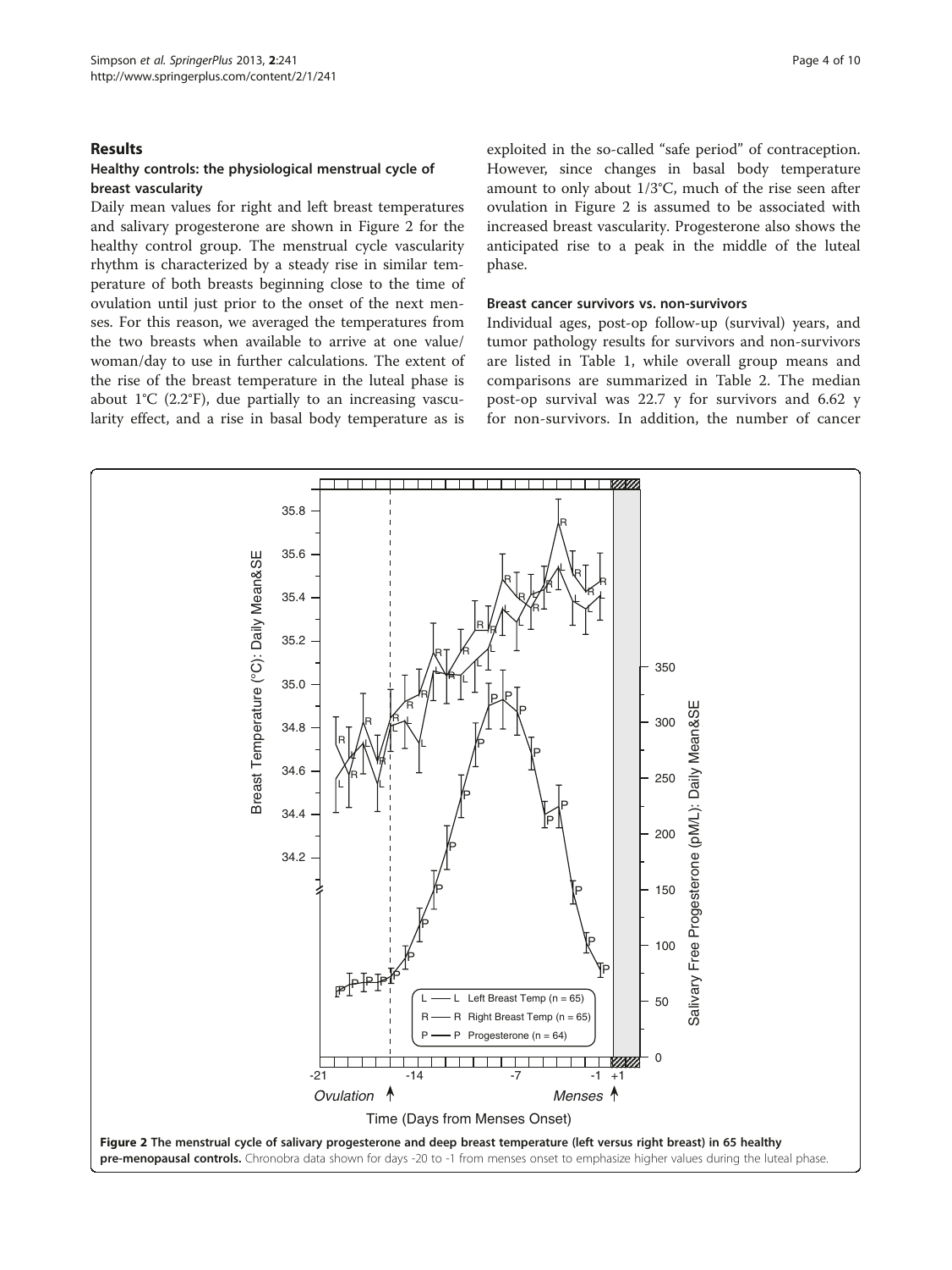## Results

### Healthy controls: the physiological menstrual cycle of breast vascularity

Daily mean values for right and left breast temperatures and salivary progesterone are shown in Figure 2 for the healthy control group. The menstrual cycle vascularity rhythm is characterized by a steady rise in similar temperature of both breasts beginning close to the time of ovulation until just prior to the onset of the next menses. For this reason, we averaged the temperatures from the two breasts when available to arrive at one value/woman/day to use in further calculations. The extent of the rise of the breast temperature in the luteal phase is about 1°C (2.2°F), due partially to an increasing vascularity effect, and a rise in basal body temperature as is exploited in the so-called "safe period" of contraception. However, since changes in basal body temperature amount to only about 1/3°C, much of the rise seen after ovulation in Figure 2 is assumed to be associated with increased breast vascularity. Progesterone also shows the anticipated rise to a peak in the middle of the luteal phase.

### Breast cancer survivors vs. non-survivors

Individual ages, post-op follow-up (survival) years, and tumor pathology results for survivors and non-survivors are listed in Table 1, while overall group means and comparisons are summarized in Table 2. The median post-op survival was 22.7 y for survivors and 6.62 y for non-survivors. In addition, the number of cancer

**Figure 2 The menstrual cycle of salivary progesterone and deep breast temperature (left versus right breast) in 65 healthy pre-menopausal controls.** Chronobra data shown for days -20 to -1 from menses onset to emphasize higher values during the luteal phase.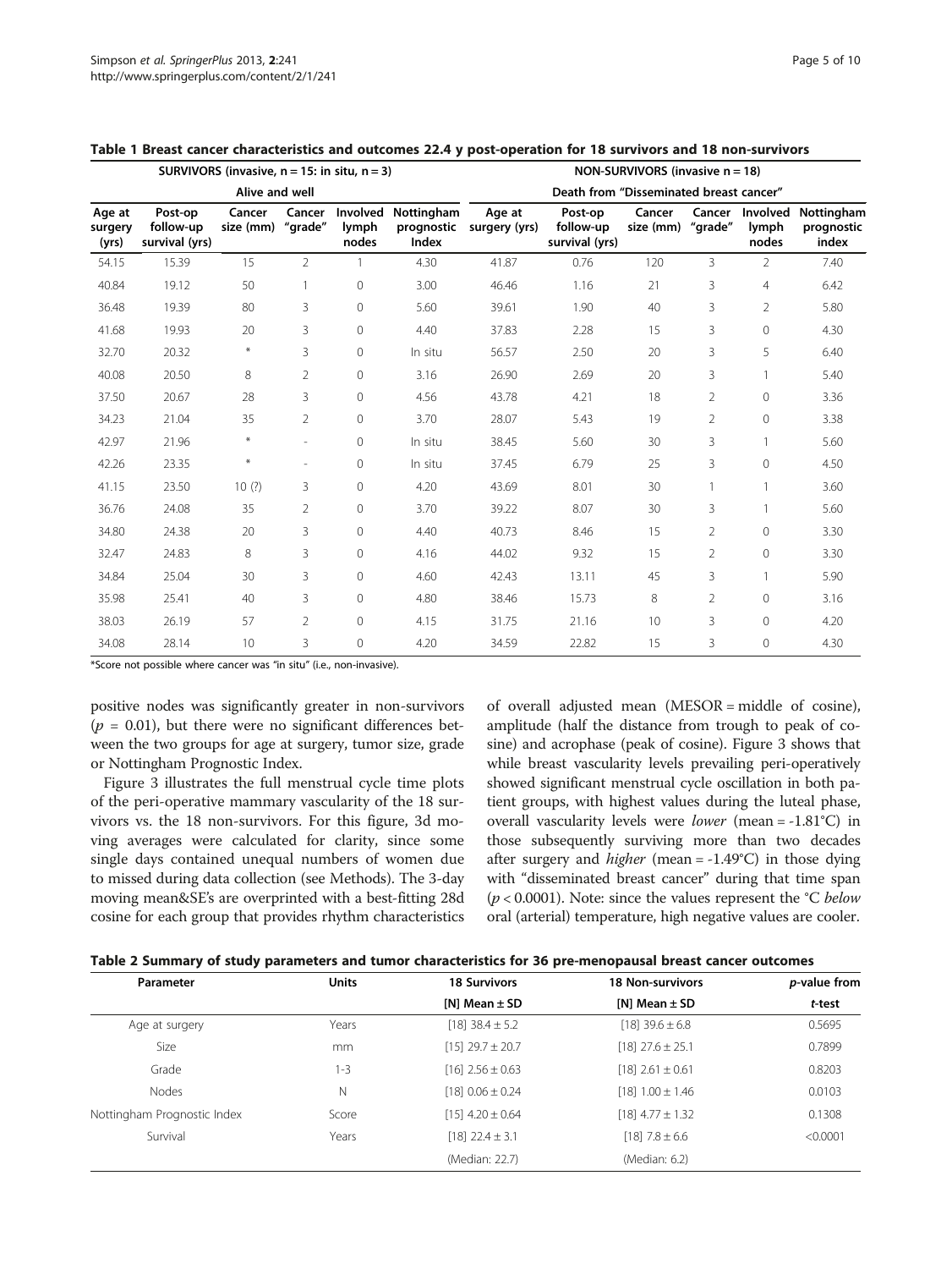**Table 1 Breast cancer characteristics and outcomes 22.4 y post-operation for 18 survivors and 18 non-survivors**

| SURVIVORS (invasive, n = 15: in situ, n = 3) | | | | | | NON-SURVIVORS (invasive n = 18) | | | | | |
|---|---|---|---|---|---|---|---|---|---|---|---|
| Alive and well | | | | | | Death from "Disseminated breast cancer" | | | | | |
| Age at surgery (yrs) | Post-op follow-up survival (yrs) | Cancer size (mm) | Cancer "grade" | Involved lymph nodes | Nottingham prognostic Index | Age at surgery (yrs) | Post-op follow-up survival (yrs) | Cancer size (mm) | Cancer "grade" | Involved lymph nodes | Nottingham prognostic index |
| 54.15 | 15.39 | 15 | 2 | 1 | 4.30 | 41.87 | 0.76 | 120 | 3 | 2 | 7.40 |
| 40.84 | 19.12 | 50 | 1 | 0 | 3.00 | 46.46 | 1.16 | 21 | 3 | 4 | 6.42 |
| 36.48 | 19.39 | 80 | 3 | 0 | 5.60 | 39.61 | 1.90 | 40 | 3 | 2 | 5.80 |
| 41.68 | 19.93 | 20 | 3 | 0 | 4.40 | 37.83 | 2.28 | 15 | 3 | 0 | 4.30 |
| 32.70 | 20.32 | * | 3 | 0 | In situ | 56.57 | 2.50 | 20 | 3 | 5 | 6.40 |
| 40.08 | 20.50 | 8 | 2 | 0 | 3.16 | 26.90 | 2.69 | 20 | 3 | 1 | 5.40 |
| 37.50 | 20.67 | 28 | 3 | 0 | 4.56 | 43.78 | 4.21 | 18 | 2 | 0 | 3.36 |
| 34.23 | 21.04 | 35 | 2 | 0 | 3.70 | 28.07 | 5.43 | 19 | 2 | 0 | 3.38 |
| 42.97 | 21.96 | * | - | 0 | In situ | 38.45 | 5.60 | 30 | 3 | 1 | 5.60 |
| 42.26 | 23.35 | * | - | 0 | In situ | 37.45 | 6.79 | 25 | 3 | 0 | 4.50 |
| 41.15 | 23.50 | 10 (?) | 3 | 0 | 4.20 | 43.69 | 8.01 | 30 | 1 | 1 | 3.60 |
| 36.76 | 24.08 | 35 | 2 | 0 | 3.70 | 39.22 | 8.07 | 30 | 3 | 1 | 5.60 |
| 34.80 | 24.38 | 20 | 3 | 0 | 4.40 | 40.73 | 8.46 | 15 | 2 | 0 | 3.30 |
| 32.47 | 24.83 | 8 | 3 | 0 | 4.16 | 44.02 | 9.32 | 15 | 2 | 0 | 3.30 |
| 34.84 | 25.04 | 30 | 3 | 0 | 4.60 | 42.43 | 13.11 | 45 | 3 | 1 | 5.90 |
| 35.98 | 25.41 | 40 | 3 | 0 | 4.80 | 38.46 | 15.73 | 8 | 2 | 0 | 3.16 |
| 38.03 | 26.19 | 57 | 2 | 0 | 4.15 | 31.75 | 21.16 | 10 | 3 | 0 | 4.20 |
| 34.08 | 28.14 | 10 | 3 | 0 | 4.20 | 34.59 | 22.82 | 15 | 3 | 0 | 4.30 |

*Score not possible where cancer was "in situ" (i.e., non-invasive).

positive nodes was significantly greater in non-survivors ($p$ = 0.01), but there were no significant differences between the two groups for age at surgery, tumor size, grade or Nottingham Prognostic Index.

Figure 3 illustrates the full menstrual cycle time plots of the peri-operative mammary vascularity of the 18 survivors vs. the 18 non-survivors. For this figure, 3d moving averages were calculated for clarity, since some single days contained unequal numbers of women due to missed during data collection (see Methods). The 3-day moving mean&SE's are overprinted with a best-fitting 28d cosine for each group that provides rhythm characteristics of overall adjusted mean (MESOR = middle of cosine), amplitude (half the distance from trough to peak of cosine) and acrophase (peak of cosine). Figure 3 shows that while breast vascularity levels prevailing peri-operatively showed significant menstrual cycle oscillation in both patient groups, with highest values during the luteal phase, overall vascularity levels were *lower* (mean = -1.81°C) in those subsequently surviving more than two decades after surgery and *higher* (mean = -1.49°C) in those dying with "disseminated breast cancer" during that time span ($p < 0.0001$). Note: since the values represent the °C *below* oral (arterial) temperature, high negative values are cooler.

**Table 2 Summary of study parameters and tumor characteristics for 36 pre-menopausal breast cancer outcomes**

| Parameter | Units | 18 Survivors | 18 Non-survivors | *p*-value from |
|---|---|---|---|---|
| | | [N] Mean ± SD | [N] Mean ± SD | *t*-test |
| Age at surgery | Years | [18] 38.4 ± 5.2 | [18] 39.6 ± 6.8 | 0.5695 |
| Size | mm | [15] 29.7 ± 20.7 | [18] 27.6 ± 25.1 | 0.7899 |
| Grade | 1-3 | [16] 2.56 ± 0.63 | [18] 2.61 ± 0.61 | 0.8203 |
| Nodes | N | [18] 0.06 ± 0.24 | [18] 1.00 ± 1.46 | 0.0103 |
| Nottingham Prognostic Index | Score | [15] 4.20 ± 0.64 | [18] 4.77 ± 1.32 | 0.1308 |
| Survival | Years | [18] 22.4 ± 3.1 | [18] 7.8 ± 6.6 | <0.0001 |
| | | (Median: 22.7) | (Median: 6.2) | |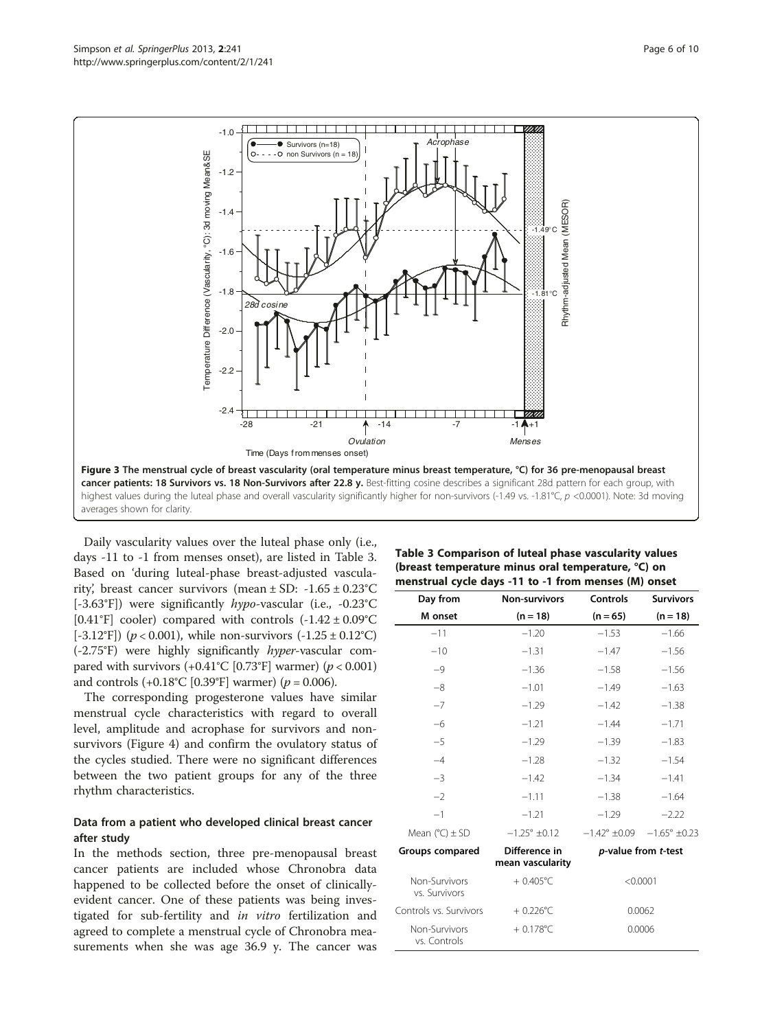**Figure 3 The menstrual cycle of breast vascularity (oral temperature minus breast temperature, °C) for 36 pre-menopausal breast cancer patients: 18 Survivors vs. 18 Non-Survivors after 22.8 y.** Best-fitting cosine describes a significant 28d pattern for each group, with highest values during the luteal phase and overall vascularity significantly higher for non-survivors (-1.49 vs. -1.81°C, $p$ <0.0001). Note: 3d moving averages shown for clarity.

Daily vascularity values over the luteal phase only (i.e., days -11 to -1 from menses onset), are listed in Table 3. Based on 'during luteal-phase breast-adjusted vascularity', breast cancer survivors (mean ± SD: -1.65 ± 0.23°C [-3.63°F]) were significantly *hypo*-vascular (i.e., -0.23°C [0.41°F] cooler) compared with controls (-1.42 ± 0.09°C [-3.12°F]) ($p$ < 0.001), while non-survivors (-1.25 ± 0.12°C) (-2.75°F) were highly significantly *hyper*-vascular compared with survivors (+0.41°C [0.73°F] warmer) ($p$ < 0.001) and controls (+0.18°C [0.39°F] warmer) ($p$ = 0.006).

The corresponding progesterone values have similar menstrual cycle characteristics with regard to overall level, amplitude and acrophase for survivors and non-survivors (Figure 4) and confirm the ovulatory status of the cycles studied. There were no significant differences between the two patient groups for any of the three rhythm characteristics.

### Data from a patient who developed clinical breast cancer after study

In the methods section, three pre-menopausal breast cancer patients are included whose Chronobra data happened to be collected before the onset of clinically-evident cancer. One of these patients was being investigated for sub-fertility and *in vitro* fertilization and agreed to complete a menstrual cycle of Chronobra measurements when she was age 36.9 y. The cancer was

**Table 3 Comparison of luteal phase vascularity values (breast temperature minus oral temperature, °C) on menstrual cycle days -11 to -1 from menses (M) onset**

| Day from M onset | Non-survivors (n = 18) | Controls (n = 65) | Survivors (n = 18) |
|---|---|---|---|
| −11 | −1.20 | −1.53 | −1.66 |
| −10 | −1.31 | −1.47 | −1.56 |
| −9 | −1.36 | −1.58 | −1.56 |
| −8 | −1.01 | −1.49 | −1.63 |
| −7 | −1.29 | −1.42 | −1.38 |
| −6 | −1.21 | −1.44 | −1.71 |
| −5 | −1.29 | −1.39 | −1.83 |
| −4 | −1.28 | −1.32 | −1.54 |
| −3 | −1.42 | −1.34 | −1.41 |
| −2 | −1.11 | −1.38 | −1.64 |
| −1 | −1.21 | −1.29 | −2.22 |
| Mean (°C) ± SD | −1.25° ±0.12 | −1.42° ±0.09 | −1.65° ±0.23 |
| **Groups compared** | **Difference in mean vascularity** | ***p*-value from *t*-test** | |
| Non-Survivors vs. Survivors | + 0.405°C | <0.0001 | |
| Controls vs. Survivors | + 0.226°C | 0.0062 | |
| Non-Survivors vs. Controls | + 0.178°C | 0.0006 | |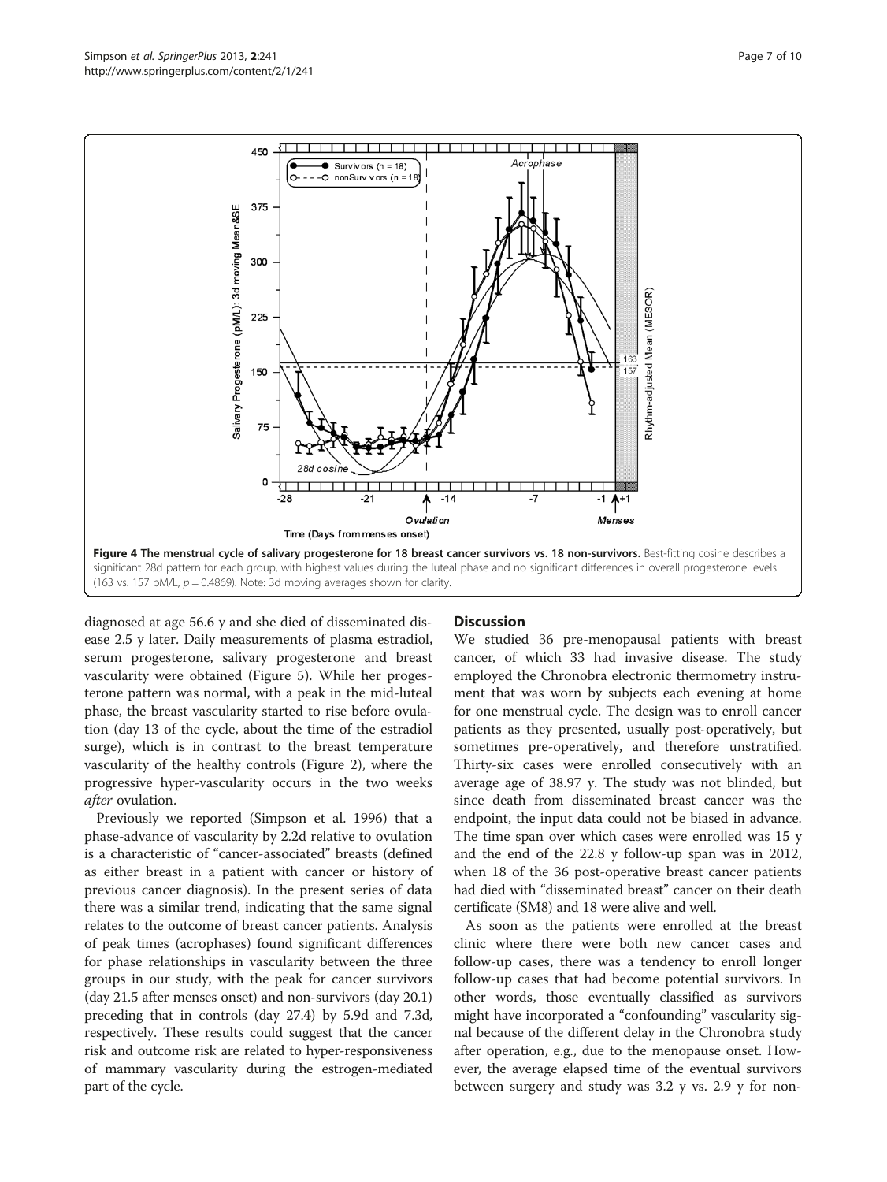**Figure 4 The menstrual cycle of salivary progesterone for 18 breast cancer survivors vs. 18 non-survivors.** Best-fitting cosine describes a significant 28d pattern for each group, with highest values during the luteal phase and no significant differences in overall progesterone levels (163 vs. 157 pM/L, $p = 0.4869$). Note: 3d moving averages shown for clarity.

diagnosed at age 56.6 y and she died of disseminated disease 2.5 y later. Daily measurements of plasma estradiol, serum progesterone, salivary progesterone and breast vascularity were obtained (Figure 5). While her progesterone pattern was normal, with a peak in the mid-luteal phase, the breast vascularity started to rise before ovulation (day 13 of the cycle, about the time of the estradiol surge), which is in contrast to the breast temperature vascularity of the healthy controls (Figure 2), where the progressive hyper-vascularity occurs in the two weeks *after* ovulation.

Previously we reported (Simpson et al. 1996) that a phase-advance of vascularity by 2.2d relative to ovulation is a characteristic of "cancer-associated" breasts (defined as either breast in a patient with cancer or history of previous cancer diagnosis). In the present series of data there was a similar trend, indicating that the same signal relates to the outcome of breast cancer patients. Analysis of peak times (acrophases) found significant differences for phase relationships in vascularity between the three groups in our study, with the peak for cancer survivors (day 21.5 after menses onset) and non-survivors (day 20.1) preceding that in controls (day 27.4) by 5.9d and 7.3d, respectively. These results could suggest that the cancer risk and outcome risk are related to hyper-responsiveness of mammary vascularity during the estrogen-mediated part of the cycle.

## Discussion

We studied 36 pre-menopausal patients with breast cancer, of which 33 had invasive disease. The study employed the Chronobra electronic thermometry instrument that was worn by subjects each evening at home for one menstrual cycle. The design was to enroll cancer patients as they presented, usually post-operatively, but sometimes pre-operatively, and therefore unstratified. Thirty-six cases were enrolled consecutively with an average age of 38.97 y. The study was not blinded, but since death from disseminated breast cancer was the endpoint, the input data could not be biased in advance. The time span over which cases were enrolled was 15 y and the end of the 22.8 y follow-up span was in 2012, when 18 of the 36 post-operative breast cancer patients had died with "disseminated breast" cancer on their death certificate (SM8) and 18 were alive and well.

As soon as the patients were enrolled at the breast clinic where there were both new cancer cases and follow-up cases, there was a tendency to enroll longer follow-up cases that had become potential survivors. In other words, those eventually classified as survivors might have incorporated a "confounding" vascularity signal because of the different delay in the Chronobra study after operation, e.g., due to the menopause onset. However, the average elapsed time of the eventual survivors between surgery and study was 3.2 y vs. 2.9 y for non-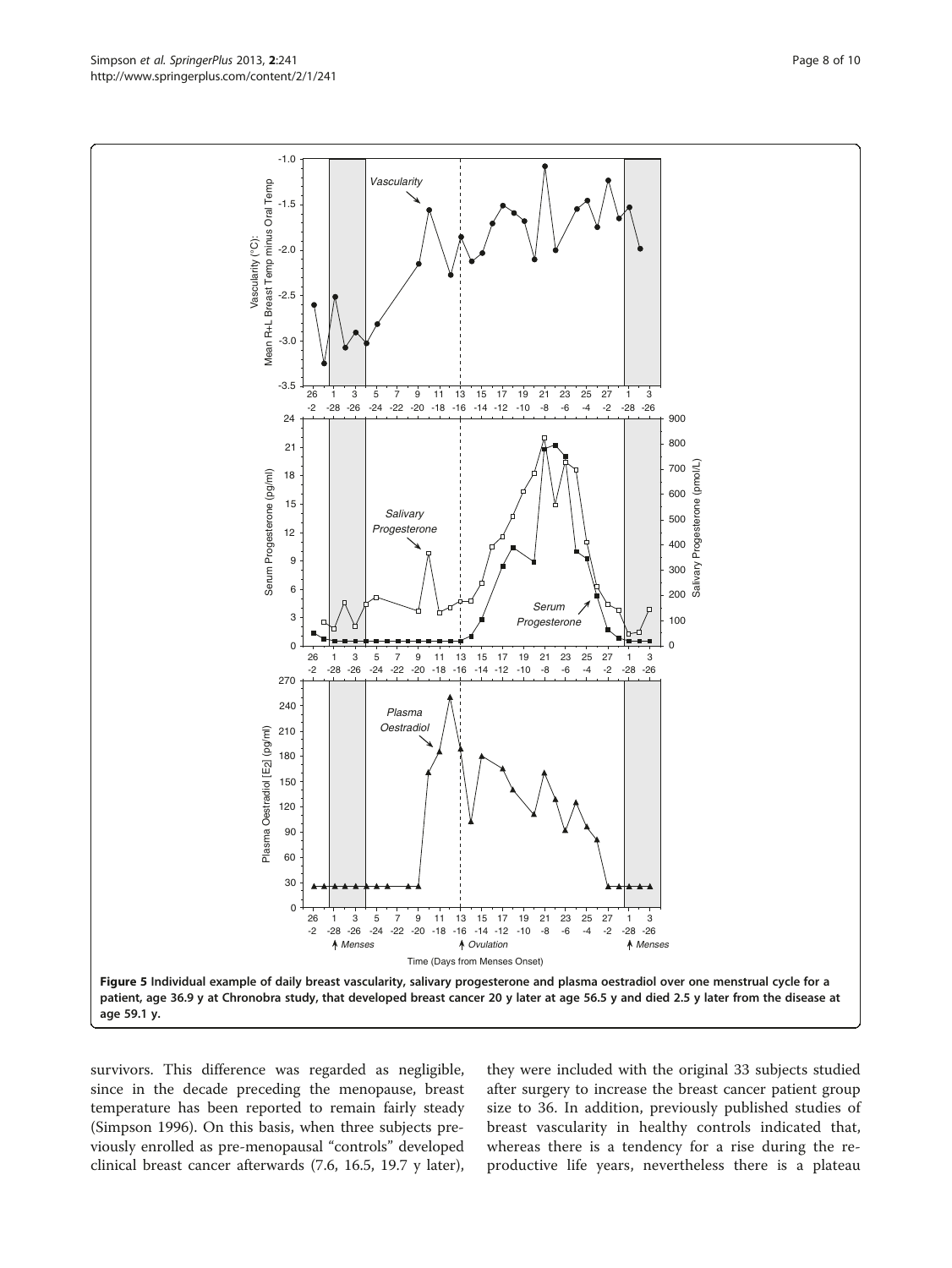**Figure 5 Individual example of daily breast vascularity, salivary progesterone and plasma oestradiol over one menstrual cycle for a patient, age 36.9 y at Chronobra study, that developed breast cancer 20 y later at age 56.5 y and died 2.5 y later from the disease at age 59.1 y.**

survivors. This difference was regarded as negligible, since in the decade preceding the menopause, breast temperature has been reported to remain fairly steady (Simpson 1996). On this basis, when three subjects previously enrolled as pre-menopausal "controls" developed clinical breast cancer afterwards (7.6, 16.5, 19.7 y later), they were included with the original 33 subjects studied after surgery to increase the breast cancer patient group size to 36. In addition, previously published studies of breast vascularity in healthy controls indicated that, whereas there is a tendency for a rise during the reproductive life years, nevertheless there is a plateau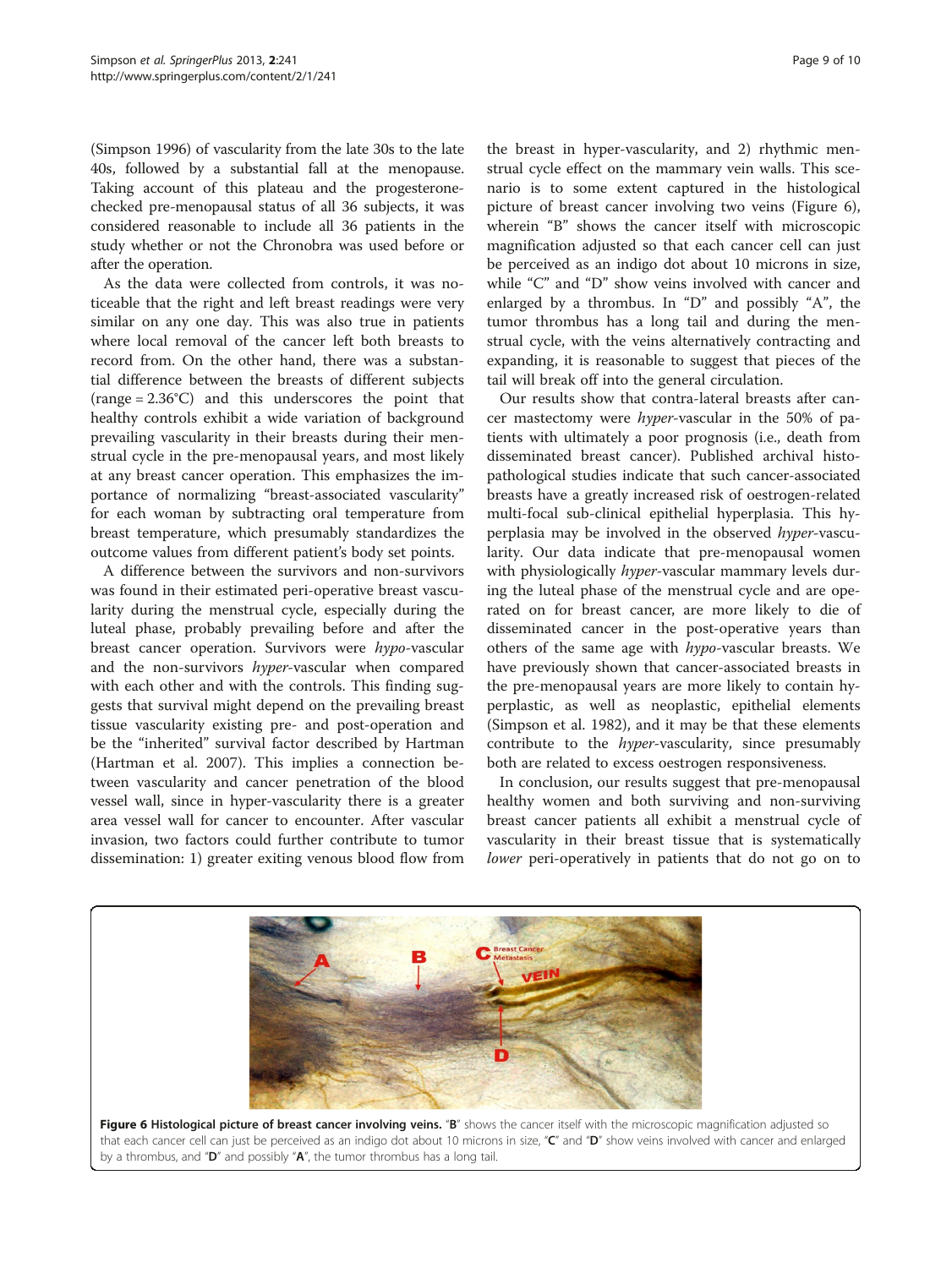(Simpson 1996) of vascularity from the late 30s to the late 40s, followed by a substantial fall at the menopause. Taking account of this plateau and the progesterone-checked pre-menopausal status of all 36 subjects, it was considered reasonable to include all 36 patients in the study whether or not the Chronobra was used before or after the operation.

As the data were collected from controls, it was noticeable that the right and left breast readings were very similar on any one day. This was also true in patients where local removal of the cancer left both breasts to record from. On the other hand, there was a substantial difference between the breasts of different subjects (range = 2.36°C) and this underscores the point that healthy controls exhibit a wide variation of background prevailing vascularity in their breasts during their menstrual cycle in the pre-menopausal years, and most likely at any breast cancer operation. This emphasizes the importance of normalizing "breast-associated vascularity" for each woman by subtracting oral temperature from breast temperature, which presumably standardizes the outcome values from different patient's body set points.

A difference between the survivors and non-survivors was found in their estimated peri-operative breast vascularity during the menstrual cycle, especially during the luteal phase, probably prevailing before and after the breast cancer operation. Survivors were *hypo*-vascular and the non-survivors *hyper*-vascular when compared with each other and with the controls. This finding suggests that survival might depend on the prevailing breast tissue vascularity existing pre- and post-operation and be the "inherited" survival factor described by Hartman (Hartman et al. 2007). This implies a connection between vascularity and cancer penetration of the blood vessel wall, since in hyper-vascularity there is a greater area vessel wall for cancer to encounter. After vascular invasion, two factors could further contribute to tumor dissemination: 1) greater exiting venous blood flow from the breast in hyper-vascularity, and 2) rhythmic menstrual cycle effect on the mammary vein walls. This scenario is to some extent captured in the histological picture of breast cancer involving two veins (Figure 6), wherein "B" shows the cancer itself with microscopic magnification adjusted so that each cancer cell can just be perceived as an indigo dot about 10 microns in size, while "C" and "D" show veins involved with cancer and enlarged by a thrombus. In "D" and possibly "A", the tumor thrombus has a long tail and during the menstrual cycle, with the veins alternatively contracting and expanding, it is reasonable to suggest that pieces of the tail will break off into the general circulation.

Our results show that contra-lateral breasts after cancer mastectomy were *hyper*-vascular in the 50% of patients with ultimately a poor prognosis (i.e., death from disseminated breast cancer). Published archival histo-pathological studies indicate that such cancer-associated breasts have a greatly increased risk of oestrogen-related multi-focal sub-clinical epithelial hyperplasia. This hyperplasia may be involved in the observed *hyper*-vascularity. Our data indicate that pre-menopausal women with physiologically *hyper*-vascular mammary levels during the luteal phase of the menstrual cycle and are operated on for breast cancer, are more likely to die of disseminated cancer in the post-operative years than others of the same age with *hypo*-vascular breasts. We have previously shown that cancer-associated breasts in the pre-menopausal years are more likely to contain hyperplastic, as well as neoplastic, epithelial elements (Simpson et al. 1982), and it may be that these elements contribute to the *hyper*-vascularity, since presumably both are related to excess oestrogen responsiveness.

In conclusion, our results suggest that pre-menopausal healthy women and both surviving and non-surviving breast cancer patients all exhibit a menstrual cycle of vascularity in their breast tissue that is systematically *lower* peri-operatively in patients that do not go on to

A
B
C Breast Cancer Metastasis
VEIN
D

**Figure 6 Histological picture of breast cancer involving veins.** "**B**" shows the cancer itself with the microscopic magnification adjusted so that each cancer cell can just be perceived as an indigo dot about 10 microns in size, "**C**" and "**D**" show veins involved with cancer and enlarged by a thrombus, and "**D**" and possibly "**A**", the tumor thrombus has a long tail.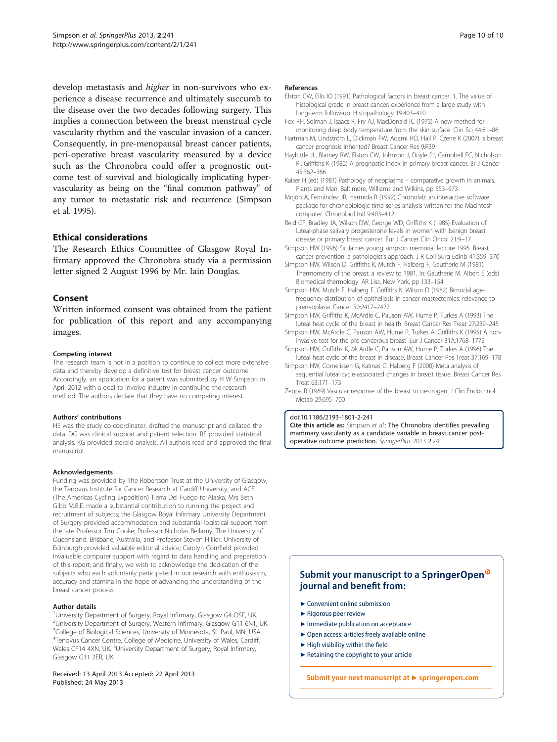develop metastasis and *higher* in non-survivors who experience a disease recurrence and ultimately succumb to the disease over the two decades following surgery. This implies a connection between the breast menstrual cycle vascularity rhythm and the vascular invasion of a cancer. Consequently, in pre-menopausal breast cancer patients, peri-operative breast vascularity measured by a device such as the Chronobra could offer a prognostic outcome test of survival and biologically implicating hypervascularity as being on the "final common pathway" of any tumor to metastatic risk and recurrence (Simpson et al. 1995).

## Ethical considerations

The Research Ethics Committee of Glasgow Royal Infirmary approved the Chronobra study via a permission letter signed 2 August 1996 by Mr. Iain Douglas.

## Consent

Written informed consent was obtained from the patient for publication of this report and any accompanying images.

### Competing interest

The research team is not in a position to continue to collect more extensive data and thereby develop a definitive test for breast cancer outcome. Accordingly, an application for a patent was submitted by H W Simpson in April 2012 with a goal to involve industry in continuing the research method. The authors declare that they have no competing interest.

### Authors' contributions

HS was the study co-coordinator, drafted the manuscript and collated the data. DG was clinical support and patient selection. RS provided statistical analysis. KG provided steroid analysis. All authors read and approved the final manuscript.

### Acknowledgements

Funding was provided by The Robertson Trust at the University of Glasgow, the Tenovus Institute for Cancer Research at Cardiff University, and ACE (The Americas Cycling Expedition) Tierra Del Fuego to Alaska; Mrs Beth Gibb M.B.E. made a substantial contribution to running the project and recruitment of subjects; the Glasgow Royal Infirmary University Department of Surgery provided accommodation and substantial logistical support from the late Professor Tim Cooke; Professor Nicholas Bellamy, The University of Queensland, Brisbane, Australia, and Professor Steven Hillier, University of Edinburgh provided valuable editorial advice; Carolyn Cornfield provided invaluable computer support with regard to data handling and preparation of this report; and finally, we wish to acknowledge the dedication of the subjects who each voluntarily participated in our research with enthusiasm, accuracy and stamina in the hope of advancing the understanding of the breast cancer process.

### Author details

[1]University Department of Surgery, Royal Infirmary, Glasgow G4 OSF, UK. [2]University Department of Surgery, Western Infirmary, Glasgow G11 6NT, UK. [3]College of Biological Sciences, University of Minnesota, St. Paul, MN, USA. [4]Tenovus Cancer Centre, College of Medicine, University of Wales, Cardiff, Wales CF14 4XN, UK. [5]University Department of Surgery, Royal Infirmary, Glasgow G31 2ER, UK.

Received: 13 April 2013 Accepted: 22 April 2013
Published: 24 May 2013

### References

- Elston CW, Ellis IO (1991) Pathological factors in breast cancer. 1. The value of histological grade in breast cancer: experience from a large study with long-term follow-up. Histopathology 19:403–410
- Fox RH, Solman J, Isaacs R, Fry AJ, MacDonald IC (1973) A new method for monitoring deep body temperature from the skin surface. Clin Sci 44:81–86
- Hartman M, Lindström L, Dickman PW, Adami HO, Hall P, Czene K (2007) Is breast cancer prognosis inherited? Breast Cancer Res 9:R39
- Haybittle JL, Blamey RW, Elston CW, Johnson J, Doyle PJ, Campbell FC, Nicholson RI, Griffiths K (1982) A prognostic index in primary breast cancer. Br J Cancer 45:362–366
- Kaiser H (ed) (1981) Pathology of neoplasms – comparative growth in animals. Plants and Man. Baltimore, Williams and Wilkins, pp 553–673
- Mojón A, Fernández JR, Hermida R (1992) Chronolab: an interactive software package for chronobiologic time series analysis written for the Macintosh computer. Chronobiol Intl 9:403–412
- Reid GF, Bradley JA, Wilson DW, George WD, Griffiths K (1985) Evaluation of luteal-phase salivary progesterone levels in women with benign breast disease or primary breast cancer. Eur J Cancer Clin Oncol 21:9–17
- Simpson HW (1996) Sir James young simpson memorial lecture 1995. Breast cancer prevention: a pathologist's approach. J R Coll Surg Edinb 41:359–370
- Simpson HW, Wilson D, Griffiths K, Mutch F, Halberg F, Gautherie M (1981) Thermometry of the breast: a review to 1981. In: Gautherie M, Albert E (eds) Biomedical thermology. AR Liss, New York, pp 133–154
- Simpson HW, Mutch F, Halberg F, Griffiths K, Wilson D (1982) Bimodal age-frequency distribution of epitheliosis in cancer mastectomies: relevance to preneoplasia. Cancer 50:2417–2422
- Simpson HW, Griffiths K, McArdle C, Pauson AW, Hume P, Turkes A (1993) The luteal heat cycle of the breast in health. Breast Cancer Res Treat 27:239–245
- Simpson HW, McArdle C, Pauson AW, Hume P, Turkes A, Griffiths K (1995) A non-invasive test for the pre-cancerous breast. Eur J Cancer 31A:1768–1772
- Simpson HW, Griffiths K, McArdle C, Pauson AW, Hume P, Turkes A (1996) The luteal heat cycle of the breast in disease. Breast Cancer Res Treat 37:169–178
- Simpson HW, Cornelissen G, Katinas G, Halberg F (2000) Meta analysis of sequential luteal-cycle-associated changes in breast tissue. Breast Cancer Res Treat 63:171–173
- Zeppa R (1969) Vascular response of the breast to oestrogen. J Clin Endocrinol Metab 29:695–700

doi:10.1186/2193-1801-2-241
**Cite this article as:** Simpson *et al.*: The Chronobra identifies prevailing mammary vascularity as a candidate variable in breast cancer post-operative outcome prediction. *SpringerPlus* 2013 **2**:241.

**Submit your manuscript to a SpringerOpen journal and benefit from:**

- ► Convenient online submission
- ► Rigorous peer review
- ► Immediate publication on acceptance
- ► Open access: articles freely available online
- ► High visibility within the field
- ► Retaining the copyright to your article

**Submit your next manuscript at ► springeropen.com**